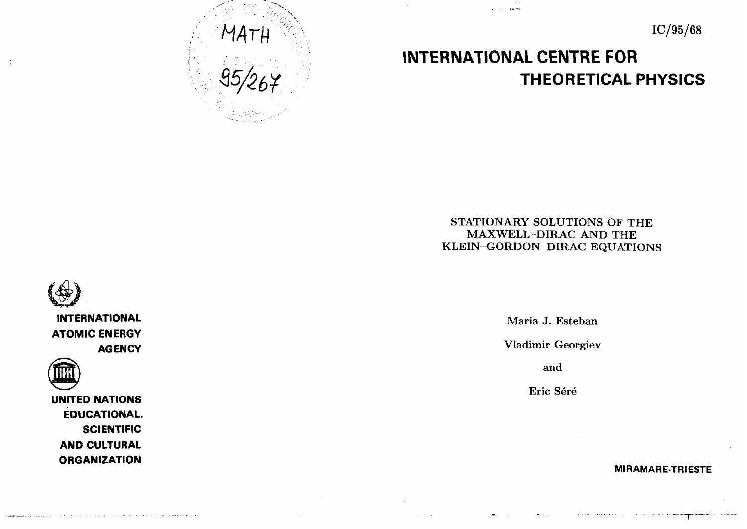IC/95/68

# INTERNATIONAL CENTRE FOR THEORETICAL PHYSICS

## STATIONARY SOLUTIONS OF THE MAXWELL–DIRAC AND THE KLEIN–GORDON–DIRAC EQUATIONS

Maria J. Esteban

Vladimir Georgiev

and

Eric Séré

INTERNATIONAL ATOMIC ENERGY AGENCY

UNITED NATIONS EDUCATIONAL, SCIENTIFIC AND CULTURAL ORGANIZATION

MIRAMARE-TRIESTE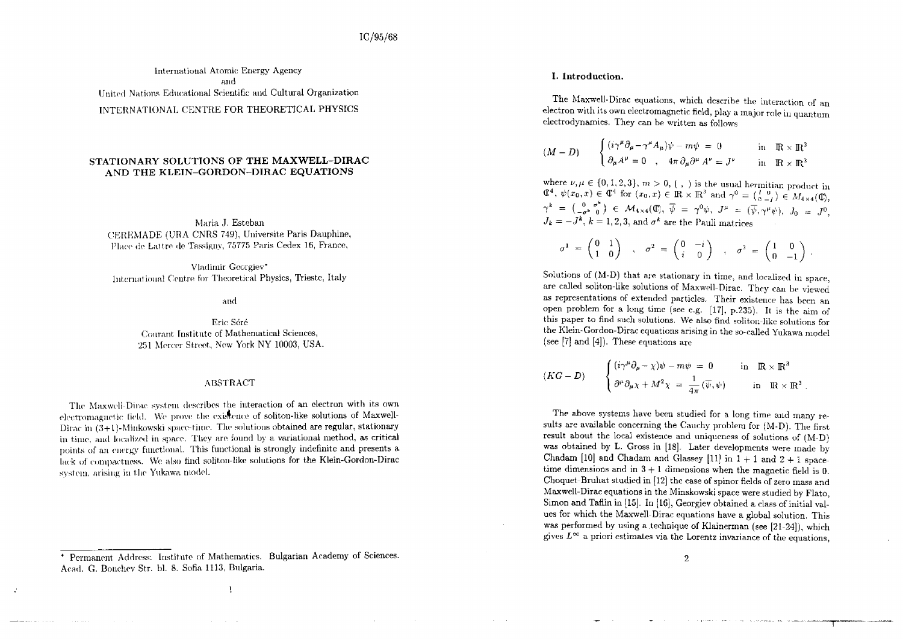IC/95/68

International Atomic Energy Agency
and
United Nations Educational Scientific and Cultural Organization

INTERNATIONAL CENTRE FOR THEORETICAL PHYSICS

# STATIONARY SOLUTIONS OF THE MAXWELL-DIRAC AND THE KLEIN-GORDON-DIRAC EQUATIONS

Maria J. Esteban
CEREMADE (URA CNRS 749), Universite Paris Dauphine,
Place de Lattre de Tassigny, 75775 Paris Cedex 16, France,

Vladimir Georgiev[*]
International Centre for Theoretical Physics, Trieste, Italy

and

Eric Séré
Courant Institute of Mathematical Sciences,
251 Mercer Street, New York NY 10003, USA.

## ABSTRACT

The Maxwell-Dirac system describes the interaction of an electron with its own electromagnetic field. We prove the existence of soliton-like solutions of Maxwell-Dirac in (3+1)-Minkowski space-time. The solutions obtained are regular, stationary in time, and localized in space. They are found by a variational method, as critical points of an energy functional. This functional is strongly indefinite and presents a lack of compactness. We also find soliton-like solutions for the Klein-Gordon-Dirac system, arising in the Yukawa model.

[*] Permanent Address: Institute of Mathematics. Bulgarian Academy of Sciences. Acad. G. Bonchev Str. bl. 8. Sofia 1113, Bulgaria.

## I. Introduction.

The Maxwell-Dirac equations, which describe the interaction of an electron with its own electromagnetic field, play a major role in quantum electrodynamics. They can be written as follows

$$(M-D)\qquad \begin{cases} (i\gamma^\mu \partial_\mu - \gamma^\mu A_\mu)\psi - m\psi = 0 & \text{in } \mathbb{R}\times\mathbb{R}^3 \\ \partial_\mu A^\mu = 0 \quad , \quad 4\pi\,\partial_\mu \partial^\mu A^\nu = J^\nu & \text{in } \mathbb{R}\times\mathbb{R}^3 \end{cases}$$

where $\nu, \mu \in \{0,1,2,3\}$, $m>0$, $(\ ,\ )$ is the usual hermitian product in $\mathbb{C}^4$, $\psi(x_0,x) \in \mathbb{C}^4$ for $(x_0,x)\in \mathbb{R}\times\mathbb{R}^3$ and $\gamma^0 = \left(\begin{smallmatrix} I & 0 \\ 0 & -I \end{smallmatrix}\right) \in M_{4\times 4}(\mathbb{C})$, $\gamma^k = \left(\begin{smallmatrix} 0 & \sigma^k \\ -\sigma^k & 0 \end{smallmatrix}\right) \in \mathcal{M}_{4\times 4}(\mathbb{C})$, $\overline{\psi} = \gamma^0\psi$, $J^\mu = (\overline{\psi}, \gamma^\mu \psi)$, $J_0 = J^0$, $J_k = -J^k$, $k=1,2,3$, and $\sigma^k$ are the Pauli matrices

$$\sigma^1 = \begin{pmatrix} 0 & 1 \\ 1 & 0 \end{pmatrix} \quad , \quad \sigma^2 = \begin{pmatrix} 0 & -i \\ i & 0 \end{pmatrix} \quad , \quad \sigma^3 = \begin{pmatrix} 1 & 0 \\ 0 & -1 \end{pmatrix} .$$

Solutions of (M-D) that are stationary in time, and localized in space, are called soliton-like solutions of Maxwell-Dirac. They can be viewed as representations of extended particles. Their existence has been an open problem for a long time (see e.g. [17], p.235). It is the aim of this paper to find such solutions. We also find soliton-like solutions for the Klein-Gordon-Dirac equations arising in the so-called Yukawa model (see [7] and [4]). These equations are

$$(KG-D)\qquad \begin{cases} (i\gamma^\mu \partial_\mu - \chi)\psi - m\psi = 0 & \text{in } \mathbb{R}\times\mathbb{R}^3 \\ \partial^\mu \partial_\mu \chi + M^2 \chi = \dfrac{1}{4\pi}(\overline{\psi},\psi) & \text{in } \mathbb{R}\times\mathbb{R}^3 . \end{cases}$$

The above systems have been studied for a long time and many results are available concerning the Cauchy problem for (M-D). The first result about the local existence and uniqueness of solutions of (M-D) was obtained by L. Gross in [18]. Later developments were made by Chadam [10] and Chadam and Glassey [11] in $1+1$ and $2+1$ space-time dimensions and in $3+1$ dimensions when the magnetic field is 0. Choquet-Bruhat studied in [12] the case of spinor fields of zero mass and Maxwell-Dirac equations in the Minskowski space were studied by Flato, Simon and Taflin in [15]. In [16], Georgiev obtained a class of initial values for which the Maxwell-Dirac equations have a global solution. This was performed by using a technique of Klainerman (see [21-24]), which gives $L^\infty$ a priori estimates via the Lorentz invariance of the equations,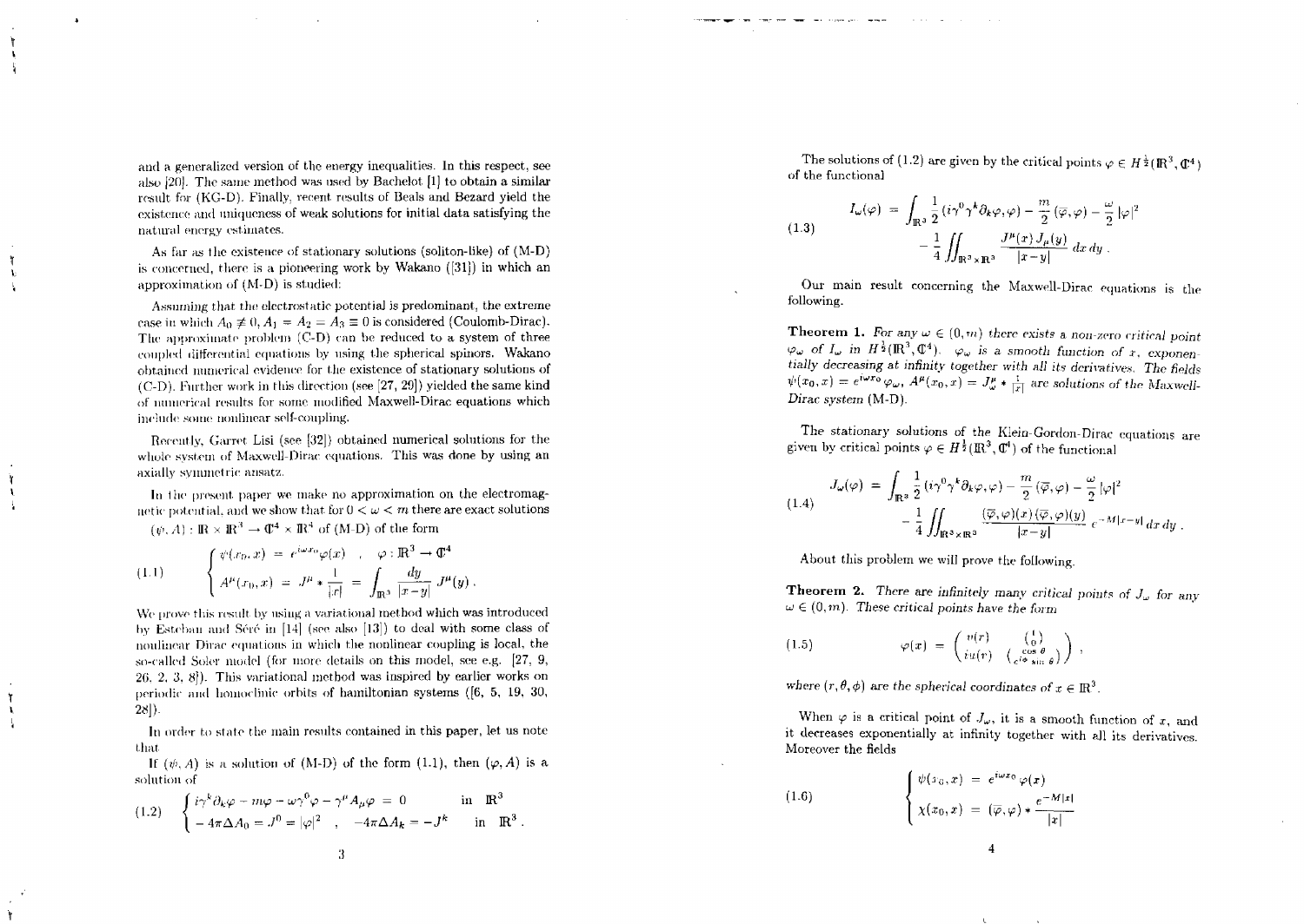and a generalized version of the energy inequalities. In this respect, see also [20]. The same method was used by Bachelot [1] to obtain a similar result for (KG-D). Finally, recent results of Beals and Bezard yield the existence and uniqueness of weak solutions for initial data satisfying the natural energy estimates.

As far as the existence of stationary solutions (soliton-like) of (M-D) is concerned, there is a pioneering work by Wakano ([31]) in which an approximation of (M-D) is studied:

Assuming that the electrostatic potential is predominant, the extreme case in which $A_0 \not\equiv 0$, $A_1 = A_2 = A_3 \equiv 0$ is considered (Coulomb-Dirac). The approximate problem (C-D) can be reduced to a system of three coupled differential equations by using the spherical spinors. Wakano obtained numerical evidence for the existence of stationary solutions of (C-D). Further work in this direction (see [27, 29]) yielded the same kind of numerical results for some modified Maxwell-Dirac equations which include some nonlinear self-coupling.

Recently, Garret Lisi (see [32]) obtained numerical solutions for the whole system of Maxwell-Dirac equations. This was done by using an axially symmetric ansatz.

In the present paper we make no approximation on the electromagnetic potential, and we show that for $0 < \omega < m$ there are exact solutions $(\psi, A) : \mathbb{R} \times \mathbb{R}^3 \to \mathbb{C}^4 \times \mathbb{R}^4$ of (M-D) of the form

$$
(1.1) \qquad \begin{cases} \psi(x_0, x) = e^{i\omega x_0}\varphi(x) \quad , \quad \varphi : \mathbb{R}^3 \to \mathbb{C}^4 \\ A^\mu(x_0, x) = J^\mu * \dfrac{1}{|x|} = \displaystyle\int_{\mathbb{R}^3} \frac{dy}{|x-y|}\, J^\mu(y) \,. \end{cases}
$$

We prove this result by using a variational method which was introduced by Esteban and Séré in [14] (see also [13]) to deal with some class of nonlinear Dirac equations in which the nonlinear coupling is local, the so-called Soler model (for more details on this model, see e.g. [27, 9, 26, 2, 3, 8]). This variational method was inspired by earlier works on periodic and homoclinic orbits of hamiltonian systems ([6, 5, 19, 30, 28]).

In order to state the main results contained in this paper, let us note that

If $(\psi, A)$ is a solution of (M-D) of the form (1.1), then $(\varphi, A)$ is a solution of

$$
(1.2) \qquad \begin{cases} i\gamma^k\partial_k\varphi - m\varphi - \omega\gamma^0\varphi - \gamma^\mu A_\mu\varphi = 0 & \text{in } \mathbb{R}^3 \\ -4\pi\Delta A_0 = J^0 = |\varphi|^2 \quad , \quad -4\pi\Delta A_k = -J^k & \text{in } \mathbb{R}^3 \,. \end{cases}
$$

The solutions of (1.2) are given by the critical points $\varphi \in H^{\frac{1}{2}}(\mathbb{R}^3, \mathbb{C}^4)$ of the functional

$$
(1.3) \qquad \begin{aligned} I_\omega(\varphi) = & \int_{\mathbb{R}^3} \frac{1}{2}\left(i\gamma^0\gamma^k\partial_k\varphi, \varphi\right) - \frac{m}{2}\left(\bar{\varphi}, \varphi\right) - \frac{\omega}{2}|\varphi|^2 \\ & - \frac{1}{4}\iint_{\mathbb{R}^3\times\mathbb{R}^3} \frac{J^\mu(x)\, J_\mu(y)}{|x-y|}\, dx\, dy \,. \end{aligned}
$$

Our main result concerning the Maxwell-Dirac equations is the following.

**Theorem 1.** *For any $\omega \in (0, m)$ there exists a non-zero critical point $\varphi_\omega$ of $I_\omega$ in $H^{\frac{1}{2}}(\mathbb{R}^3, \mathbb{C}^4)$. $\varphi_\omega$ is a smooth function of $x$, exponentially decreasing at infinity together with all its derivatives. The fields $\psi(x_0, x) = e^{i\omega x_0}\varphi_\omega$, $A^\mu(x_0, x) = J^\mu_\omega * \frac{1}{|x|}$ are solutions of the Maxwell-Dirac system (M-D).*

The stationary solutions of the Klein-Gordon-Dirac equations are given by critical points $\varphi \in H^{\frac{1}{2}}(\mathbb{R}^3, \mathbb{C}^4)$ of the functional

$$
(1.4) \qquad \begin{aligned} J_\omega(\varphi) = & \int_{\mathbb{R}^3} \frac{1}{2}\left(i\gamma^0\gamma^k\partial_k\varphi, \varphi\right) - \frac{m}{2}\left(\bar{\varphi}, \varphi\right) - \frac{\omega}{2}|\varphi|^2 \\ & - \frac{1}{4}\iint_{\mathbb{R}^3\times\mathbb{R}^3} \frac{(\bar{\varphi}, \varphi)(x)\,(\bar{\varphi}, \varphi)(y)}{|x-y|}\, e^{-M|x-y|}\, dx\, dy \,. \end{aligned}
$$

About this problem we will prove the following.

**Theorem 2.** *There are infinitely many critical points of $J_\omega$ for any $\omega \in (0, m)$. These critical points have the form*

$$
(1.5) \qquad \varphi(x) = \begin{pmatrix} v(r) & \begin{pmatrix} 1 \\ 0 \end{pmatrix} \\ iu(r) & \begin{pmatrix} \cos\theta \\ e^{i\phi}\sin\theta \end{pmatrix} \end{pmatrix} ,
$$

*where $(r, \theta, \phi)$ are the spherical coordinates of $x \in \mathbb{R}^3$.*

When $\varphi$ is a critical point of $J_\omega$, it is a smooth function of $x$, and it decreases exponentially at infinity together with all its derivatives. Moreover the fields

$$
(1.6) \qquad \begin{cases} \psi(x_0, x) = e^{i\omega x_0}\varphi(x) \\ \chi(x_0, x) = (\bar{\varphi}, \varphi) * \dfrac{e^{-M|x|}}{|x|} \end{cases}
$$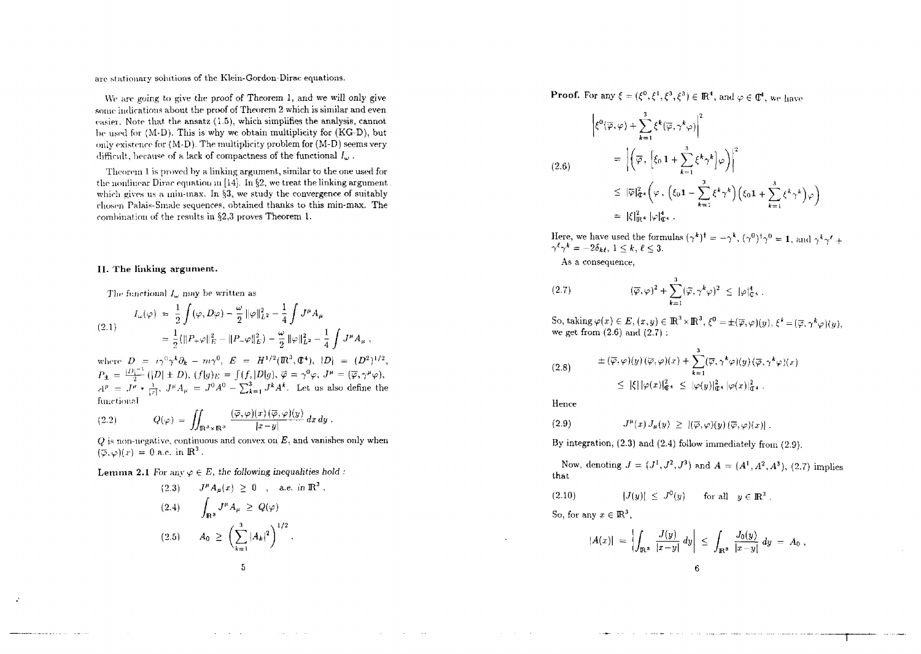are stationary solutions of the Klein-Gordon-Dirac equations.

We are going to give the proof of Theorem 1, and we will only give some indications about the proof of Theorem 2 which is similar and even easier. Note that the ansatz (1.5), which simplifies the analysis, cannot be used for (M-D). This is why we obtain multiplicity for (KG-D), but only existence for (M-D). The multiplicity problem for (M-D) seems very difficult, because of a lack of compactness of the functional $I_\omega$.

Theorem 1 is proved by a linking argument, similar to the one used for the nonlinear Dirac equation in [14]. In §2, we treat the linking argument which gives us a min-max. In §3, we study the convergence of suitably chosen Palais-Smale sequences, obtained thanks to this min-max. The combination of the results in §2,3 proves Theorem 1.

## II. The linking argument.

The functional $I_\omega$ may be written as

$$
\begin{aligned}
I_\omega(\varphi) &= \frac{1}{2}\int (\varphi, D\varphi) - \frac{\omega}{2}\,\|\varphi\|_{L^2}^2 - \frac{1}{4}\int J^\mu A_\mu \\
&= \frac{1}{2}(\|P_+\varphi\|_E^2 - \|P_-\varphi\|_E^2) - \frac{\omega}{2}\,\|\varphi\|_{L^2}^2 - \frac{1}{4}\int J^\mu A_\mu\,,
\end{aligned}
\tag{2.1}
$$

where $D = i\gamma^0\gamma^k\partial_k - m\gamma^0$, $E = H^{1/2}(\mathbb{R}^3, \mathbb{C}^4)$, $|D| = (D^2)^{1/2}$, $P_\pm = \frac{|D|^{-1}}{2}(|D| \pm D)$, $(f|g)_E = \int (f, |D|g)$, $\overline{\varphi} = \gamma^0\varphi$, $J^\mu = (\overline{\varphi}, \gamma^\mu\varphi)$, $A^\mu = J^\mu * \frac{1}{|x|}$, $J^\mu A_\mu = J^0A^0 - \sum_{k=1}^3 J^kA^k$. Let us also define the functional

$$
Q(\varphi) = \iint_{\mathbb{R}^3\times\mathbb{R}^3} \frac{(\overline{\varphi},\varphi)(x)\,(\overline{\varphi},\varphi)(y)}{|x-y|}\,dx\,dy\,.
\tag{2.2}
$$

$Q$ is non-negative, continuous and convex on $E$, and vanishes only when $(\overline{\varphi}, \varphi)(x) = 0$ a.e. in $\mathbb{R}^3$.

**Lemma 2.1** *For any $\varphi \in E$, the following inequalities hold :*

$$
J^\mu A_\mu(x) \geq 0 \quad , \quad \text{a.e. in } \mathbb{R}^3\,.
\tag{2.3}
$$

$$
\int_{\mathbb{R}^3} J^\mu A_\mu \geq Q(\varphi)
\tag{2.4}
$$

$$
A_0 \geq \left(\sum_{k=1}^3 |A_k|^2\right)^{1/2}.
\tag{2.5}
$$

**Proof.** For any $\xi = (\xi^0, \xi^1, \xi^3, \xi^3) \in \mathbb{R}^4$, and $\varphi \in \mathbb{C}^4$, we have

$$
\begin{aligned}
&\left|\xi^0(\overline{\varphi},\varphi) + \sum_{k=1}^3 \xi^k(\overline{\varphi},\gamma^k\varphi)\right|^2 \\
&= \left|\left(\overline{\varphi}\,,\,\left[\xi_0 \mathbf{1} + \sum_{k=1}^3 \xi^k\gamma^k\right]\varphi\right)\right|^2 \\
&\leq |\overline{\varphi}|_{\mathbb{C}^4}^2\left(\varphi\,,\,\left(\xi_0\mathbf{1} - \sum_{k=1}^3 \xi^k\gamma^k\right)\left(\xi_0\mathbf{1} + \sum_{k=1}^3 \xi^k\gamma^k\right)\varphi\right) \\
&= |\xi|_{\mathbb{R}^4}^2\,|\varphi|_{\mathbb{C}^4}^4\,.
\end{aligned}
\tag{2.6}
$$

Here, we have used the formulas $(\gamma^k)^\dagger = -\gamma^k$, $(\gamma^0)^\dagger\gamma^0 = \mathbf{1}$, and $\gamma^k\gamma^\ell + \gamma^\ell\gamma^k = -2\delta_{k\ell}$, $1 \leq k, \ell \leq 3$.

As a consequence,

$$
(\overline{\varphi},\varphi)^2 + \sum_{k=1}^3 (\overline{\varphi},\gamma^k\varphi)^2 \leq |\varphi|_{\mathbb{C}^4}^4\,.
\tag{2.7}
$$

So, taking $\varphi(x) \in E$, $(x, y) \in \mathbb{R}^3\times\mathbb{R}^3$, $\xi^0 = \pm(\overline{\varphi},\varphi)(y)$, $\xi^k = (\overline{\varphi},\gamma^k\varphi)(y)$, we get from (2.6) and (2.7) :

$$
\begin{aligned}
&\pm(\overline{\varphi},\varphi)(y)\,(\overline{\varphi},\varphi)(x) + \sum_{k=1}^3 (\overline{\varphi},\gamma^k\varphi)(y)\,(\overline{\varphi},\gamma^k\varphi)(x) \\
&\leq |\xi|\,|\varphi(x)|_{\mathbb{C}^4}^2 \leq |\varphi(y)|_{\mathbb{C}^4}^2\,|\varphi(x)|_{\mathbb{C}^4}^2\,.
\end{aligned}
\tag{2.8}
$$

Hence

$$
J^\mu(x)\,J_\mu(y) \geq |(\overline{\varphi},\varphi)(y)\,(\overline{\varphi},\varphi)(x)|\,.
\tag{2.9}
$$

By integration, (2.3) and (2.4) follow immediately from (2.9).

Now, denoting $J = (J^1, J^2, J^3)$ and $A = (A^1, A^2, A^3)$, (2.7) implies that

$$
|J(y)| \leq J^0(y) \qquad \text{for all} \quad y \in \mathbb{R}^3\,.
\tag{2.10}
$$

So, for any $x \in \mathbb{R}^3$,

$$
|A(x)| = \left|\int_{\mathbb{R}^3} \frac{J(y)}{|x-y|}\,dy\right| \leq \int_{\mathbb{R}^3} \frac{J_0(y)}{|x-y|}\,dy = A_0\,,
$$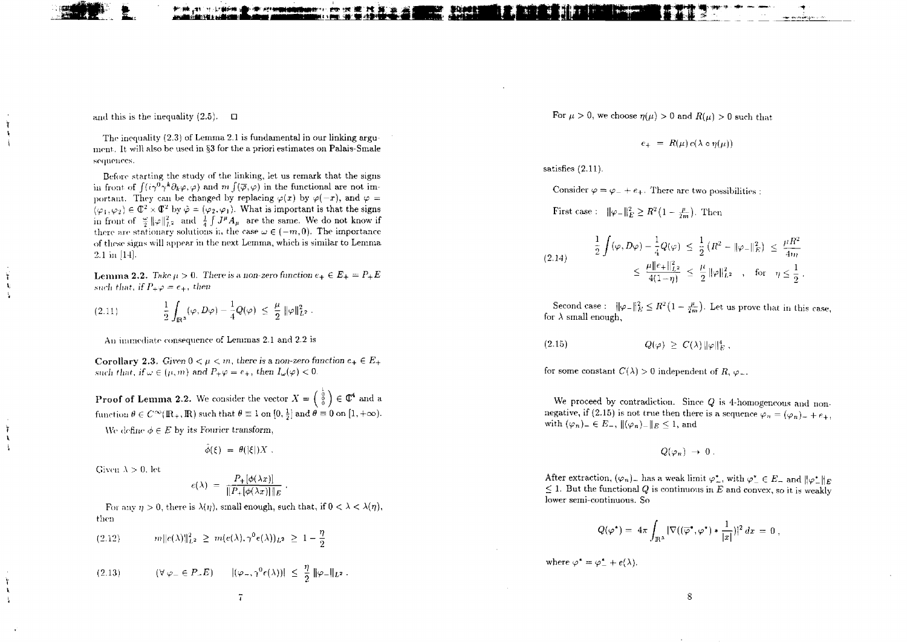and this is the inequality (2.5). $\square$

The inequality (2.3) of Lemma 2.1 is fundamental in our linking argument. It will also be used in §3 for the a priori estimates on Palais-Smale sequences.

Before starting the study of the linking, let us remark that the signs in front of $\int (i\gamma^0\gamma^k\partial_k\varphi, \varphi)$ and $m\int(\overline{\varphi}, \varphi)$ in the functional are not important. They can be changed by replacing $\varphi(x)$ by $\varphi(-x)$, and $\varphi = (\varphi_1, \varphi_2) \in \mathbb{C}^2 \times \mathbb{C}^2$ by $\tilde{\varphi} = (\varphi_2, \varphi_1)$. What is important is that the signs in front of $\frac{\omega}{2}\|\varphi\|^2_{L^2}$ and $\frac{1}{4}\int J^\mu A_\mu$ are the same. We do not know if there are stationary solutions in the case $\omega \in (-m, 0)$. The importance of these signs will appear in the next Lemma, which is similar to Lemma 2.1 in [14].

**Lemma 2.2.** *Take $\mu > 0$. There is a non-zero function $e_+ \in E_+ = P_+E$ such that, if $P_+\varphi = e_+$, then*

$$
\frac{1}{2}\int_{\mathbb{R}^3}(\varphi, D\varphi) - \frac{1}{4}Q(\varphi) \leq \frac{\mu}{2}\|\varphi\|^2_{L^2}. \tag{2.11}
$$

An immediate consequence of Lemmas 2.1 and 2.2 is

**Corollary 2.3.** *Given $0 < \mu < m$, there is a non-zero function $e_+ \in E_+$ such that, if $\omega \in (\mu, m)$ and $P_+\varphi = e_+$, then $I_\omega(\varphi) < 0$.*

**Proof of Lemma 2.2.** We consider the vector $X = \begin{pmatrix} 1 \\ 0 \\ 0 \\ 0 \end{pmatrix} \in \mathbb{C}^4$ and a function $\theta \in C^\infty(\mathbb{R}_+, \mathbb{R})$ such that $\theta \equiv 1$ on $[0, \frac{1}{2}]$ and $\theta \equiv 0$ on $[1, +\infty)$.

We define $\phi \in E$ by its Fourier transform,

$$
\hat{\phi}(\xi) = \theta(|\xi|)X.
$$

Given $\lambda > 0$, let

$$
e(\lambda) = \frac{P_+[\phi(\lambda x)]}{\|P_+[\phi(\lambda x)]\|_E}.
$$

For any $\eta > 0$, there is $\lambda(\eta)$, small enough, such that, if $0 < \lambda < \lambda(\eta)$, then

$$
m\|e(\lambda)\|^2_{L^2} \geq m(e(\lambda), \gamma^0 e(\lambda))_{L^2} \geq 1 - \frac{\eta}{2} \tag{2.12}
$$

$$
(\forall\, \varphi_- \in P_-E) \qquad |(\varphi_-, \gamma^0 e(\lambda))| \leq \frac{\eta}{2}\|\varphi_-\|_{L^2}. \tag{2.13}
$$

For $\mu > 0$, we choose $\eta(\mu) > 0$ and $R(\mu) > 0$ such that

$$
e_+ = R(\mu)\, e(\lambda \circ \eta(\mu))
$$

satisfies (2.11).

Consider $\varphi = \varphi_- + e_+$. There are two possibilities :

First case : $\|\varphi_-\|^2_E \geq R^2(1 - \frac{\mu}{2m})$. Then

$$
\begin{aligned}
\frac{1}{2}\int(\varphi, D\varphi) - \frac{1}{4}Q(\varphi) &\leq \frac{1}{2}\left(R^2 - \|\varphi_-\|^2_E\right) \leq \frac{\mu R^2}{4m} \\
&\leq \frac{\mu\|e_+\|^2_{L^2}}{4(1-\eta)} \leq \frac{\mu}{2}\|\varphi\|^2_{L^2}, \quad \text{for} \quad \eta \leq \frac{1}{2}.
\end{aligned} \tag{2.14}
$$

Second case : $\|\varphi_-\|^2_E \leq R^2(1 - \frac{\mu}{2m})$. Let us prove that in this case, for $\lambda$ small enough,

$$
Q(\varphi) \geq C(\lambda)\|\varphi\|^4_E, \tag{2.15}
$$

for some constant $C(\lambda) > 0$ independent of $R$, $\varphi_-$.

We proceed by contradiction. Since $Q$ is 4-homogeneous and non-negative, if (2.15) is not true then there is a sequence $\varphi_n = (\varphi_n)_- + e_+$, with $(\varphi_n)_- \in E_-$, $\|(\varphi_n)_-\|_E \leq 1$, and

$$
Q(\varphi_n) \to 0.
$$

After extraction, $(\varphi_n)_-$ has a weak limit $\varphi^*_-$, with $\varphi^*_- \in E_-$ and $\|\varphi^*_-\|_E \leq 1$. But the functional $Q$ is continuous in $E$ and convex, so it is weakly lower semi-continuous. So

$$
Q(\varphi^*) = 4\pi\int_{\mathbb{R}^3}|\nabla((\overline{\varphi}^*, \varphi^*) * \frac{1}{|x|})|^2\, dx = 0,
$$

where $\varphi^* = \varphi^*_- + e(\lambda)$.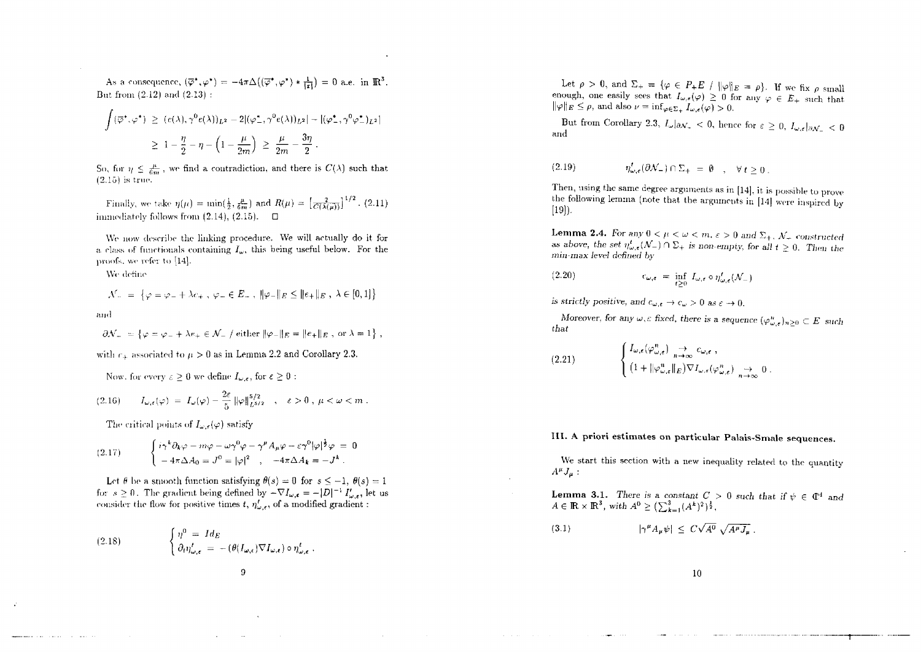As a consequence, $(\overline{\varphi}^*, \varphi^*) = -4\pi\Delta((\overline{\varphi}^*,\varphi^*) * \frac{1}{|x|}) = 0$ a.e. in $\mathbb{R}^3$. But from (2.12) and (2.13) :

$$\int (\overline{\varphi}^*, \varphi^*) \geq (e(\lambda), \gamma^0 e(\lambda))_{L^2} - 2|(\varphi^*_-, \gamma^0 e(\lambda))_{L^2}| - |(\varphi^*_-, \gamma^0 \varphi^*_-)_{L^2}|$$

$$\geq 1 - \frac{\eta}{2} - \eta - \left(1 - \frac{\mu}{2m}\right) \geq \frac{\mu}{2m} - \frac{3\eta}{2} .$$

So, for $\eta \leq \frac{\mu}{6m}$, we find a contradiction, and there is $C(\lambda)$ such that (2.15) is true.

Finally, we take $\eta(\mu) = \min(\frac{1}{2}, \frac{\mu}{6m})$ and $R(\mu) = \left[\frac{2}{C(\lambda(\mu))}\right]^{1/2}$. (2.11) immediately follows from (2.14), (2.15). $\square$

We now describe the linking procedure. We will actually do it for a class of functionals containing $I_\omega$, this being useful below. For the proofs, we refer to [14].

We define

$$\mathcal{N}_- = \left\{\varphi = \varphi_- + \lambda e_+ \, , \, \varphi_- \in E_- \, , \, \|\varphi_-\|_E \leq \|e_+\|_E \, , \, \lambda \in [0,1]\right\}$$

and

$$\partial\mathcal{N}_- = \left\{\varphi = \varphi_- + \lambda e_+ \in \mathcal{N}_- \,/\, \text{either } \|\varphi_-\|_E = \|e_+\|_E \, , \text{ or } \lambda = 1\right\} ,$$

with $e_+$ associated to $\mu > 0$ as in Lemma 2.2 and Corollary 2.3.

Now, for every $\varepsilon \geq 0$ we define $I_{\omega,\varepsilon}$, for $\varepsilon \geq 0$ :

$$I_{\omega,\varepsilon}(\varphi) = I_\omega(\varphi) - \frac{2\varepsilon}{5}\|\varphi\|^{5/2}_{L^{5/2}} \quad , \quad \varepsilon > 0 \, , \, \mu < \omega < m \, . \tag{2.16}$$

The critical points of $I_{\omega,\varepsilon}(\varphi)$ satisfy

$$\begin{cases} i\gamma^k\partial_k\varphi - m\varphi - \omega\gamma^0\varphi - \gamma^\mu A_\mu \varphi - \varepsilon\gamma^0|\varphi|^{\frac{1}{2}}\varphi = 0 \\ -4\pi\Delta A_0 = J^0 = |\varphi|^2 \quad , \quad -4\pi\Delta A_k = -J^k \, . \end{cases} \tag{2.17}$$

Let $\theta$ be a smooth function satisfying $\theta(s) = 0$ for $s \leq -1$, $\theta(s) = 1$ for $s \geq 0$. The gradient being defined by $-\nabla I_{\omega,\varepsilon} = -|D|^{-1} I'_{\omega,\varepsilon}$, let us consider the flow for positive times $t$, $\eta^t_{\omega,\varepsilon}$, of a modified gradient :

$$\begin{cases} \eta^0 = Id_E \\ \partial_t \eta^t_{\omega,\varepsilon} = -(\theta(I_{\omega,\varepsilon})\nabla I_{\omega,\varepsilon}) \circ \eta^t_{\omega,\varepsilon} \, . \end{cases} \tag{2.18}$$

Let $\rho > 0$, and $\Sigma_+ = \{\varphi \in P_+E \,/\, \|\varphi\|_E = \rho\}$. If we fix $\rho$ small enough, one easily sees that $I_{\omega,\varepsilon}(\varphi) \geq 0$ for any $\varphi \in E_+$ such that $\|\varphi\|_E \leq \rho$, and also $\nu = \inf_{\varphi\in\Sigma_+} I_{\omega,\varepsilon}(\varphi) > 0$.

But from Corollary 2.3, $I_\omega|_{\partial\mathcal{N}_-} < 0$, hence for $\varepsilon \geq 0$, $I_{\omega,\varepsilon}|_{\partial\mathcal{N}_-} < 0$ and

$$\eta^t_{\omega,\varepsilon}(\partial\mathcal{N}_-) \cap \Sigma_+ = \emptyset \quad , \quad \forall\, t \geq 0 \, . \tag{2.19}$$

Then, using the same degree arguments as in [14], it is possible to prove the following lemma (note that the arguments in [14] were inspired by [19]).

**Lemma 2.4.** *For any $0 < \mu < \omega < m$, $\varepsilon > 0$ and $\Sigma_+$, $\mathcal{N}_-$ constructed as above, the set $\eta^t_{\omega,\varepsilon}(\mathcal{N}_-) \cap \Sigma_+$ is non-empty, for all $t \geq 0$. Then the min-max level defined by*

$$c_{\omega,\varepsilon} = \inf_{t\geq 0} I_{\omega,\varepsilon} \circ \eta^t_{\omega,\varepsilon}(\mathcal{N}_-) \tag{2.20}$$

*is strictly positive, and $c_{\omega,\varepsilon} \to c_\omega > 0$ as $\varepsilon \to 0$.*

*Moreover, for any $\omega, \varepsilon$ fixed, there is a sequence $(\varphi^n_{\omega,\varepsilon})_{n\geq 0} \subset E$ such that*

$$\begin{cases} I_{\omega,\varepsilon}(\varphi^n_{\omega,\varepsilon}) \underset{n\to\infty}{\to} c_{\omega,\varepsilon} \, , \\ (1 + \|\varphi^n_{\omega,\varepsilon}\|_E)\nabla I_{\omega,\varepsilon}(\varphi^n_{\omega,\varepsilon}) \underset{n\to\infty}{\to} 0 \, . \end{cases} \tag{2.21}$$

## III. A priori estimates on particular Palais-Smale sequences.

We start this section with a new inequality related to the quantity $A^\mu J_\mu$ :

**Lemma 3.1.** *There is a constant $C > 0$ such that if $\psi \in \mathbb{C}^4$ and $A \in \mathbb{R} \times \mathbb{R}^3$, with $A^0 \geq (\sum_{k=1}^3 (A^k)^2)^{\frac{1}{2}}$,*

$$|\gamma^\mu A_\mu \psi| \leq C\sqrt{A^0}\,\sqrt{A^\mu J_\mu} \, . \tag{3.1}$$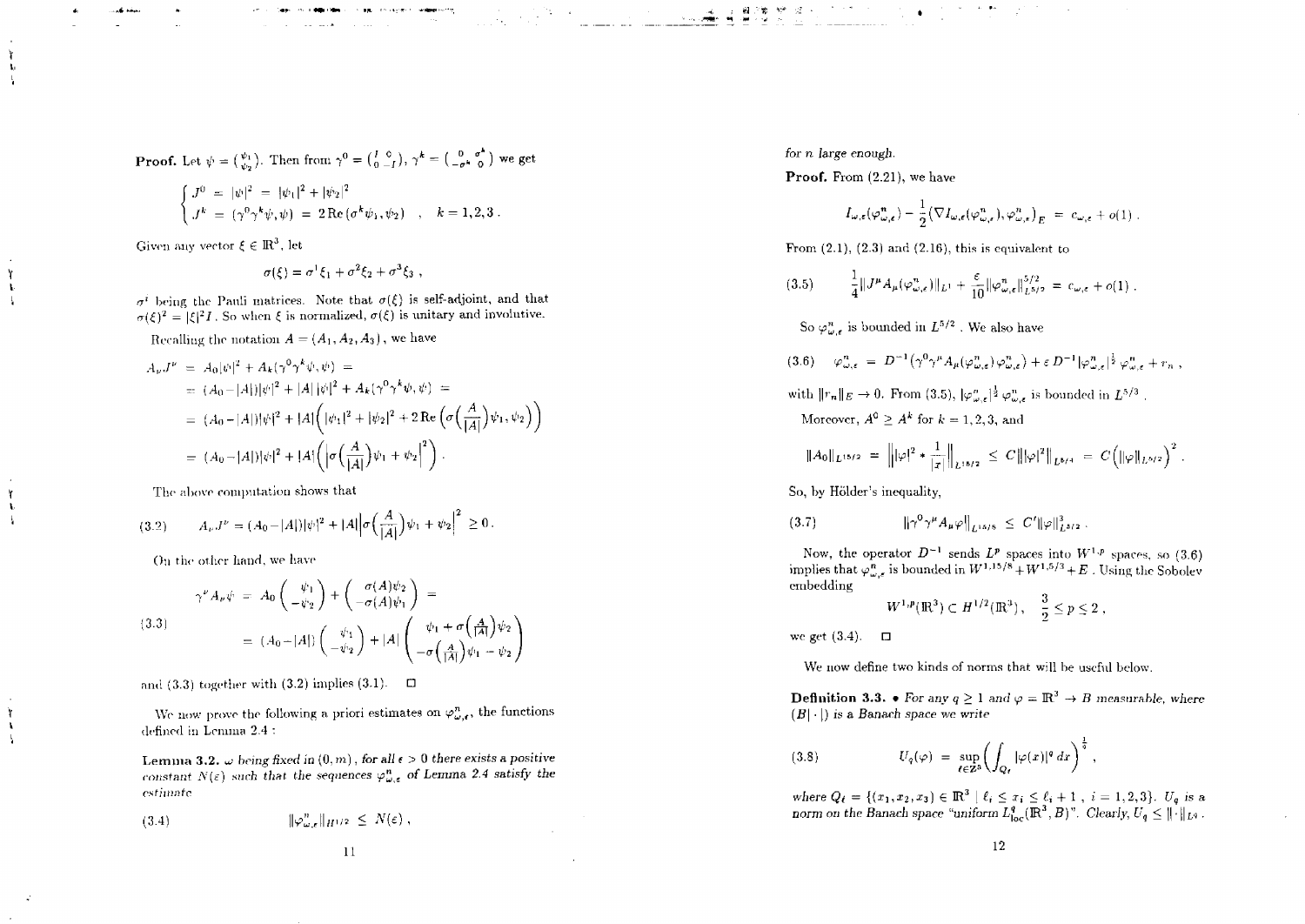**Proof.** Let $\psi = \binom{\psi_1}{\psi_2}$. Then from $\gamma^0 = \begin{pmatrix} I & 0 \\ 0 & -I \end{pmatrix}$, $\gamma^k = \begin{pmatrix} 0 & \sigma^k \\ -\sigma^k & 0 \end{pmatrix}$ we get

$$\begin{cases} J^0 = |\psi|^2 = |\psi_1|^2 + |\psi_2|^2 \\ J^k = (\gamma^0\gamma^k\psi, \psi) = 2\,\mathrm{Re}\,(\sigma^k\psi_1, \psi_2) \quad , \quad k = 1,2,3\,. \end{cases}$$

Given any vector $\xi \in \mathbb{R}^3$, let

$$\sigma(\xi) = \sigma^1\xi_1 + \sigma^2\xi_2 + \sigma^3\xi_3\,,$$

$\sigma^i$ being the Pauli matrices. Note that $\sigma(\xi)$ is self-adjoint, and that $\sigma(\xi)^2 = |\xi|^2 I$. So when $\xi$ is normalized, $\sigma(\xi)$ is unitary and involutive.

Recalling the notation $A = (A_1, A_2, A_3)$, we have

$$\begin{aligned} A_\nu J^\nu &= A_0|\psi|^2 + A_k(\gamma^0\gamma^k\psi, \psi) = \\ &= (A_0 - |A|)|\psi|^2 + |A|\,|\psi|^2 + A_k(\gamma^0\gamma^k\psi, \psi) = \\ &= (A_0 - |A|)|\psi|^2 + |A|\Big(|\psi_1|^2 + |\psi_2|^2 + 2\,\mathrm{Re}\Big(\sigma\Big(\frac{A}{|A|}\Big)\psi_1, \psi_2\Big)\Big) \\ &= (A_0 - |A|)|\psi|^2 + |A|\Big(\Big|\sigma\Big(\frac{A}{|A|}\Big)\psi_1 + \psi_2\Big|^2\Big)\,. \end{aligned}$$

The above computation shows that

$$A_\nu J^\nu = (A_0 - |A|)|\psi|^2 + |A|\Big|\sigma\Big(\frac{A}{|A|}\Big)\psi_1 + \psi_2\Big|^2 \geq 0\,. \tag{3.2}$$

On the other hand, we have

$$\begin{aligned} \gamma^\nu A_\nu \psi &= A_0\begin{pmatrix} \psi_1 \\ -\psi_2 \end{pmatrix} + \begin{pmatrix} \sigma(A)\psi_2 \\ -\sigma(A)\psi_1 \end{pmatrix} = \\ &= (A_0 - |A|)\begin{pmatrix} \psi_1 \\ -\psi_2 \end{pmatrix} + |A|\begin{pmatrix} \psi_1 + \sigma\big(\frac{A}{|A|}\big)\psi_2 \\ -\sigma\big(\frac{A}{|A|}\big)\psi_1 - \psi_2 \end{pmatrix} \end{aligned} \tag{3.3}$$

and (3.3) together with (3.2) implies (3.1). $\square$

We now prove the following a priori estimates on $\varphi^n_{\omega,\epsilon}$, the functions defined in Lemma 2.4 :

**Lemma 3.2.** *$\omega$ being fixed in $(0, m)$, for all $\epsilon > 0$ there exists a positive constant $N(\epsilon)$ such that the sequences $\varphi^n_{\omega,\epsilon}$ of Lemma 2.4 satisfy the estimate*

$$\|\varphi^n_{\omega,\epsilon}\|_{H^{1/2}} \leq N(\epsilon)\,, \tag{3.4}$$

*for $n$ large enough.*

**Proof.** From (2.21), we have

$$I_{\omega,\epsilon}(\varphi^n_{\omega,\epsilon}) - \frac{1}{2}\big(\nabla I_{\omega,\epsilon}(\varphi^n_{\omega,\epsilon}), \varphi^n_{\omega,\epsilon}\big)_E = c_{\omega,\epsilon} + o(1)\,.$$

From (2.1), (2.3) and (2.16), this is equivalent to

$$\frac{1}{4}\|J^\mu A_\mu(\varphi^n_{\omega,\epsilon})\|_{L^1} + \frac{\epsilon}{10}\|\varphi^n_{\omega,\epsilon}\|^{5/2}_{L^{5/2}} = c_{\omega,\epsilon} + o(1)\,. \tag{3.5}$$

So $\varphi^n_{\omega,\epsilon}$ is bounded in $L^{5/2}$. We also have

$$\varphi^n_{\omega,\epsilon} = D^{-1}(\gamma^0\gamma^\mu A_\mu(\varphi^n_{\omega,\epsilon})\varphi^n_{\omega,\epsilon}) + \epsilon\, D^{-1}|\varphi^n_{\omega,\epsilon}|^{\frac{1}{2}}\varphi^n_{\omega,\epsilon} + r_n\,, \tag{3.6}$$

with $\|r_n\|_E \to 0$. From (3.5), $|\varphi^n_{\omega,\epsilon}|^{\frac{1}{2}}\varphi^n_{\omega,\epsilon}$ is bounded in $L^{5/3}$.

Moreover, $A^0 \geq A^k$ for $k = 1,2,3$, and

$$\|A_0\|_{L^{15/2}} = \Big\||\varphi|^2 * \frac{1}{|x|}\Big\|_{L^{15/2}} \leq C\big\||\varphi|^2\big\|_{L^{5/4}} = C\Big(\|\varphi\|_{L^{5/2}}\Big)^2\,.$$

So, by Hölder's inequality,

$$\|\gamma^0\gamma^\mu A_\mu\varphi\|_{L^{15/8}} \leq C'\|\varphi\|^3_{L^{5/2}}\,. \tag{3.7}$$

Now, the operator $D^{-1}$ sends $L^p$ spaces into $W^{1,p}$ spaces, so (3.6) implies that $\varphi^n_{\omega,\epsilon}$ is bounded in $W^{1,15/8} + W^{1,5/3} + E$. Using the Sobolev embedding

$$W^{1,p}(\mathbb{R}^3) \subset H^{1/2}(\mathbb{R}^3)\,, \quad \frac{3}{2} \leq p \leq 2\,,$$

we get (3.4). $\square$

We now define two kinds of norms that will be useful below.

**Definition 3.3.** • *For any $q \geq 1$ and $\varphi = \mathbb{R}^3 \to B$ measurable, where $(B|\cdot|)$ is a Banach space we write*

$$U_q(\varphi) = \sup_{\ell \in \mathbb{Z}^3}\Big(\int_{Q_\ell}|\varphi(x)|^q\,dx\Big)^{\frac{1}{q}}\,, \tag{3.8}$$

*where $Q_\ell = \{(x_1, x_2, x_3) \in \mathbb{R}^3 \mid \ell_i \leq x_i \leq \ell_i + 1\,,\ i = 1,2,3\}$. $U_q$ is a norm on the Banach space "uniform $L^q_{\mathrm{loc}}(\mathbb{R}^3, B)$". Clearly, $U_q \leq \|\cdot\|_{L^q}$.*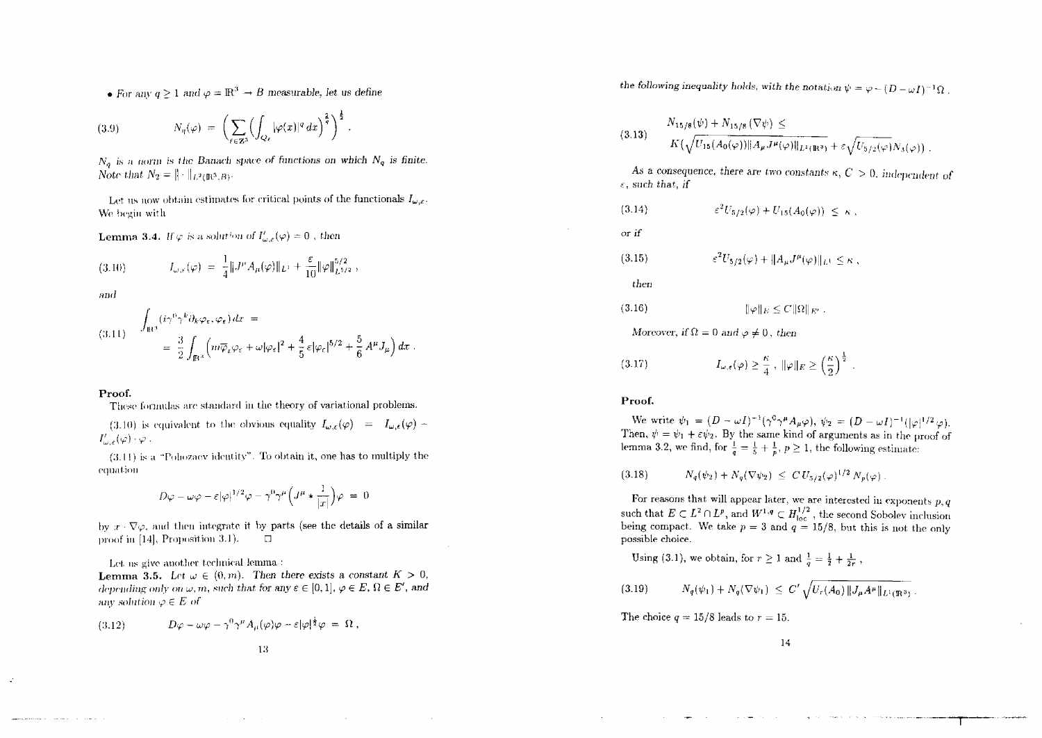- For any $q \geq 1$ and $\varphi = \mathbb{R}^3 \to B$ measurable, let us define

$$
(3.9) \qquad N_q(\varphi) \;=\; \Big( \sum_{\ell \in \mathbb{Z}^3} \Big( \int_{Q_\ell} |\varphi(x)|^q \, dx \Big)^{\frac{2}{q}} \Big)^{\frac{1}{2}} .
$$

$N_q$ is a norm is the Banach space of functions on which $N_q$ is finite. Note that $N_2 = \| \cdot \|_{L^2(\mathbb{R}^3, B)}$.

Let us now obtain estimates for critical points of the functionals $I_{\omega,\varepsilon}$. We begin with

**Lemma 3.4.** *If $\varphi$ is a solution of $I'_{\omega,\varepsilon}(\varphi) = 0$ , then*

$$
(3.10) \qquad I_{\omega,\varepsilon}(\varphi) \;=\; \frac{1}{4} \| J^\mu A_\mu(\varphi) \|_{L^1} + \frac{\varepsilon}{10} \|\varphi\|^{5/2}_{L^{5/2}} ,
$$

and

$$
(3.11) \qquad \int_{\mathbb{R}^3} (i\gamma^0 \gamma^k \partial_k \varphi_\varepsilon, \varphi_\varepsilon)\, dx \;=\; = \frac{3}{2} \int_{\mathbb{R}^3} \Big( m\overline{\varphi}_\varepsilon \varphi_\varepsilon + \omega |\varphi_\varepsilon|^2 + \frac{4}{5} \varepsilon |\varphi_\varepsilon|^{5/2} + \frac{5}{6} A^\mu J_\mu \Big)\, dx .
$$

**Proof.**

These formulas are standard in the theory of variational problems.

(3.10) is equivalent to the obvious equality $I_{\omega,\varepsilon}(\varphi) = I_{\omega,\varepsilon}(\varphi) - I'_{\omega,\varepsilon}(\varphi) \cdot \varphi$ .

(3.11) is a "Pohozaev identity". To obtain it, one has to multiply the equation

$$
D\varphi - \omega\varphi - \varepsilon |\varphi|^{1/2} \varphi - \gamma^0 \gamma^\mu \Big( J^\mu * \frac{1}{|x|} \Big) \varphi \;=\; 0
$$

by $x \cdot \nabla\varphi$, and then integrate it by parts (see the details of a similar proof in [14], Proposition 3.1). $\square$

Let us give another technical lemma :

**Lemma 3.5.** *Let $\omega \in (0, m)$. Then there exists a constant $K > 0$, depending only on $\omega, m$, such that for any $\varepsilon \in [0, 1]$, $\varphi \in E$, $\Omega \in E'$, and any solution $\varphi \in E$ of*

$$
(3.12) \qquad D\varphi - \omega\varphi - \gamma^0 \gamma^\mu A_\mu(\varphi)\varphi - \varepsilon |\varphi|^{\frac{1}{2}} \varphi \;=\; \Omega ,
$$

*the following inequality holds, with the notation $\psi = \varphi - (D - \omega I)^{-1} \Omega$ .*

$$
(3.13) \qquad \begin{aligned} & N_{15/8}(\psi) + N_{15/8}(\nabla \psi) \leq \\ & K \Big( \sqrt{U_{15}(A_0(\varphi)) \| A_\mu J^\mu(\varphi) \|_{L^1(\mathbb{R}^3)}} + \varepsilon \sqrt{U_{5/2}(\varphi)} N_3(\varphi) \Big) . \end{aligned}
$$

*As a consequence, there are two constants $\kappa$, $C > 0$, independent of $\varepsilon$, such that, if*

$$
(3.14) \qquad \varepsilon^2 U_{5/2}(\varphi) + U_{15}(A_0(\varphi)) \;\leq\; \kappa ,
$$

*or if*

$$
(3.15) \qquad \varepsilon^2 U_{5/2}(\varphi) + \| A_\mu J^\mu(\varphi) \|_{L^1} \leq \kappa ,
$$

*then*

$$
(3.16) \qquad \|\varphi\|_E \leq C \|\Omega\|_{E'} .
$$

*Moreover, if $\Omega = 0$ and $\varphi \neq 0$ , then*

$$
(3.17) \qquad I_{\omega,\varepsilon}(\varphi) \geq \frac{\kappa}{4} \; , \; \|\varphi\|_E \geq \Big( \frac{\kappa}{2} \Big)^{\frac{1}{2}} .
$$

**Proof.**

We write $\psi_1 = (D - \omega I)^{-1} (\gamma^0 \gamma^\mu A_\mu \varphi)$, $\psi_2 = (D - \omega I)^{-1} (|\varphi|^{1/2} \varphi)$. Then, $\psi = \psi_1 + \varepsilon \psi_2$. By the same kind of arguments as in the proof of lemma 3.2, we find, for $\frac{1}{q} = \frac{1}{5} + \frac{1}{p}$, $p \geq 1$, the following estimate:

$$
(3.18) \qquad N_q(\psi_2) + N_q(\nabla \psi_2) \;\leq\; C\, U_{5/2}(\varphi)^{1/2} N_p(\varphi) .
$$

For reasons that will appear later, we are interested in exponents $p, q$ such that $E \subset L^2 \cap L^p$, and $W^{1,q} \subset H^{1/2}_{loc}$, the second Sobolev inclusion being compact. We take $p = 3$ and $q = 15/8$, but this is not the only possible choice.

Using (3.1), we obtain, for $r \geq 1$ and $\frac{1}{q} = \frac{1}{2} + \frac{1}{2r}$ ,

$$
(3.19) \qquad N_q(\psi_1) + N_q(\nabla \psi_1) \;\leq\; C' \sqrt{U_r(A_0) \| J_\mu A^\mu \|_{L^1(\mathbb{R}^3)}} .
$$

The choice $q = 15/8$ leads to $r = 15$.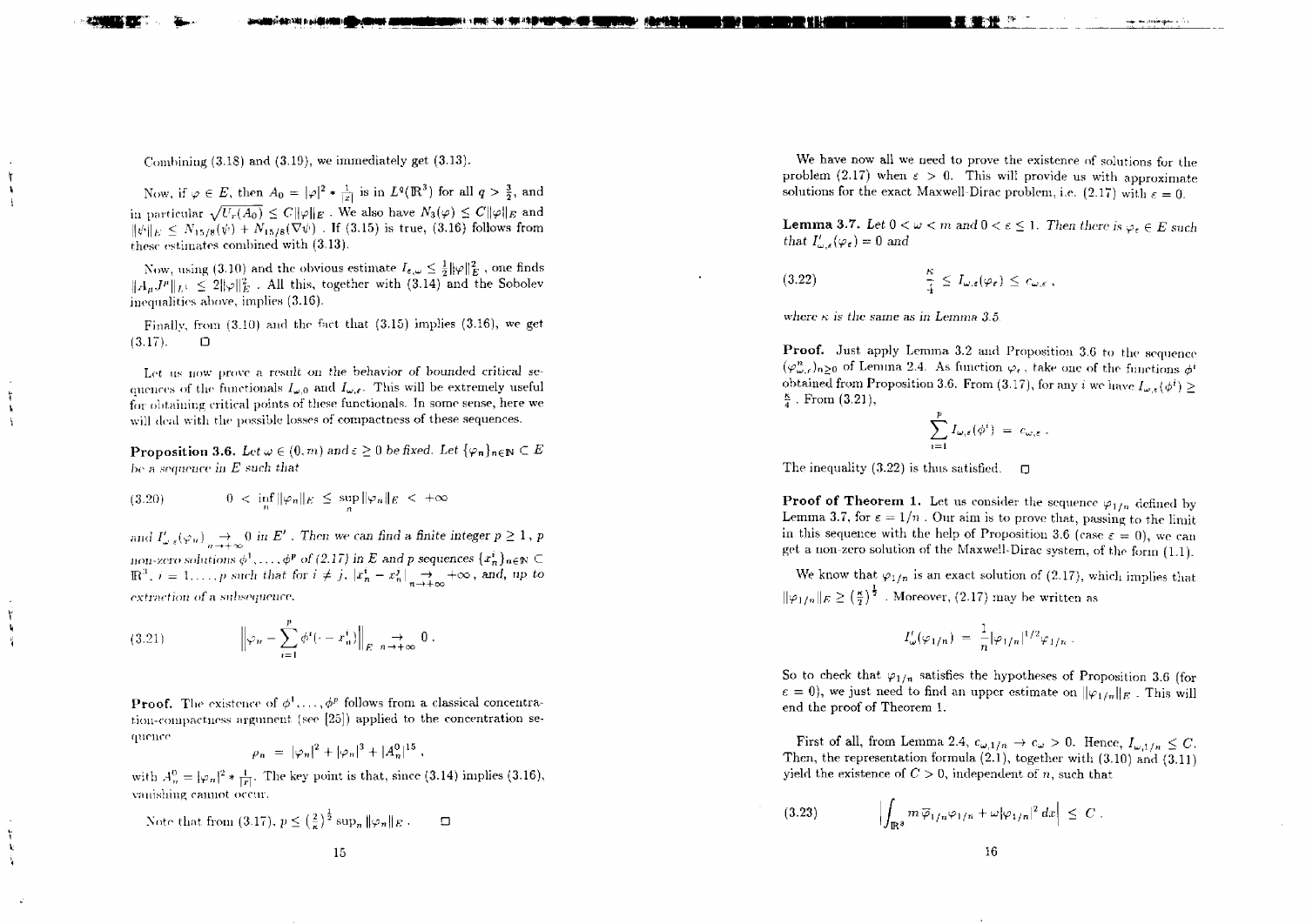Combining (3.18) and (3.19), we immediately get (3.13).

Now, if $\varphi \in E$, then $A_0 = |\varphi|^2 * \frac{1}{|x|}$ is in $L^q(\mathbb{R}^3)$ for all $q > \frac{3}{2}$, and in particular $\sqrt{U_r(A_0)} \le C\|\varphi\|_E$. We also have $N_3(\varphi) \le C\|\varphi\|_E$ and $\|\psi\|_E \le N_{15/8}(\psi) + N_{15/8}(\nabla\psi)$. If (3.15) is true, (3.16) follows from these estimates combined with (3.13).

Now, using (3.10) and the obvious estimate $I_{\varepsilon,\omega} \le \frac{1}{2}\|\varphi\|_E^2$, one finds $\|A_\mu J^\mu\|_{L^1} \le 2\|\varphi\|_E^2$. All this, together with (3.14) and the Sobolev inequalities above, implies (3.16).

Finally, from (3.10) and the fact that (3.15) implies (3.16), we get (3.17). $\square$

Let us now prove a result on the behavior of bounded critical sequences of the functionals $I_{\omega,0}$ and $I_{\omega,\varepsilon}$. This will be extremely useful for obtaining critical points of these functionals. In some sense, here we will deal with the possible losses of compactness of these sequences.

**Proposition 3.6.** *Let $\omega \in (0, m)$ and $\varepsilon \ge 0$ be fixed. Let $\{\varphi_n\}_{n\in\mathbb{N}} \subset E$ be a sequence in $E$ such that*

$$0 < \inf_n \|\varphi_n\|_E \le \sup_n \|\varphi_n\|_E < +\infty \tag{3.20}$$

*and $I'_{\omega,\varepsilon}(\varphi_n) \underset{n\to+\infty}{\to} 0$ in $E'$. Then we can find a finite integer $p \ge 1$, $p$ non-zero solutions $\phi^1, \ldots, \phi^p$ of (2.17) in $E$ and $p$ sequences $\{x_n^i\}_{n\in\mathbb{N}} \subset \mathbb{R}^3$, $i = 1, \ldots, p$ such that for $i \ne j$, $|x_n^i - x_n^j| \underset{n\to+\infty}{\to} +\infty$, and, up to extraction of a subsequence,*

$$\left\| \varphi_n - \sum_{i=1}^p \phi^i(\cdot - x_n^i) \right\|_E \underset{n\to+\infty}{\to} 0 \,. \tag{3.21}$$

**Proof.** The existence of $\phi^1, \ldots, \phi^p$ follows from a classical concentration-compactness argument (see [25]) applied to the concentration sequence

$$\rho_n = |\varphi_n|^2 + |\varphi_n|^3 + |A_n^0|^{15} ,$$

with $A_n^0 = |\varphi_n|^2 * \frac{1}{|x|}$. The key point is that, since (3.14) implies (3.16), vanishing cannot occur.

Note that from (3.17), $p \le \left(\frac{2}{\kappa}\right)^{\frac{1}{2}} \sup_n \|\varphi_n\|_E$. $\square$

We have now all we need to prove the existence of solutions for the problem (2.17) when $\varepsilon > 0$. This will provide us with approximate solutions for the exact Maxwell-Dirac problem, i.e. (2.17) with $\varepsilon = 0$.

**Lemma 3.7.** *Let $0 < \omega < m$ and $0 < \varepsilon \le 1$. Then there is $\varphi_\varepsilon \in E$ such that $I'_{\omega,\varepsilon}(\varphi_\varepsilon) = 0$ and*

$$\frac{\kappa}{4} \le I_{\omega,\varepsilon}(\varphi_\varepsilon) \le c_{\omega,\varepsilon} \,, \tag{3.22}$$

*where $\kappa$ is the same as in Lemma 3.5.*

**Proof.** Just apply Lemma 3.2 and Proposition 3.6 to the sequence $(\varphi^n_{\omega,\varepsilon})_{n\ge 0}$ of Lemma 2.4. As function $\varphi_\varepsilon$, take one of the functions $\phi^i$ obtained from Proposition 3.6. From (3.17), for any $i$ we have $I_{\omega,\varepsilon}(\phi^i) \ge \frac{\kappa}{4}$. From (3.21),

$$\sum_{i=1}^p I_{\omega,\varepsilon}(\phi^i) = c_{\omega,\varepsilon} \,.$$

The inequality (3.22) is thus satisfied. $\square$

**Proof of Theorem 1.** Let us consider the sequence $\varphi_{1/n}$ defined by Lemma 3.7, for $\varepsilon = 1/n$. Our aim is to prove that, passing to the limit in this sequence with the help of Proposition 3.6 (case $\varepsilon = 0$), we can get a non-zero solution of the Maxwell-Dirac system, of the form (1.1).

We know that $\varphi_{1/n}$ is an exact solution of (2.17), which implies that $\|\varphi_{1/n}\|_E \ge \left(\frac{\kappa}{2}\right)^{\frac{1}{2}}$. Moreover, (2.17) may be written as

$$I'_\omega(\varphi_{1/n}) = \frac{1}{n}|\varphi_{1/n}|^{1/2}\varphi_{1/n} \,.$$

So to check that $\varphi_{1/n}$ satisfies the hypotheses of Proposition 3.6 (for $\varepsilon = 0$), we just need to find an upper estimate on $\|\varphi_{1/n}\|_E$. This will end the proof of Theorem 1.

First of all, from Lemma 2.4, $c_{\omega,1/n} \to c_\omega > 0$. Hence, $I_{\omega,1/n} \le C$. Then, the representation formula (2.1), together with (3.10) and (3.11) yield the existence of $C > 0$, independent of $n$, such that

$$\left| \int_{\mathbb{R}^3} m\,\overline{\varphi}_{1/n}\varphi_{1/n} + \omega|\varphi_{1/n}|^2\,dx \right| \le C \,. \tag{3.23}$$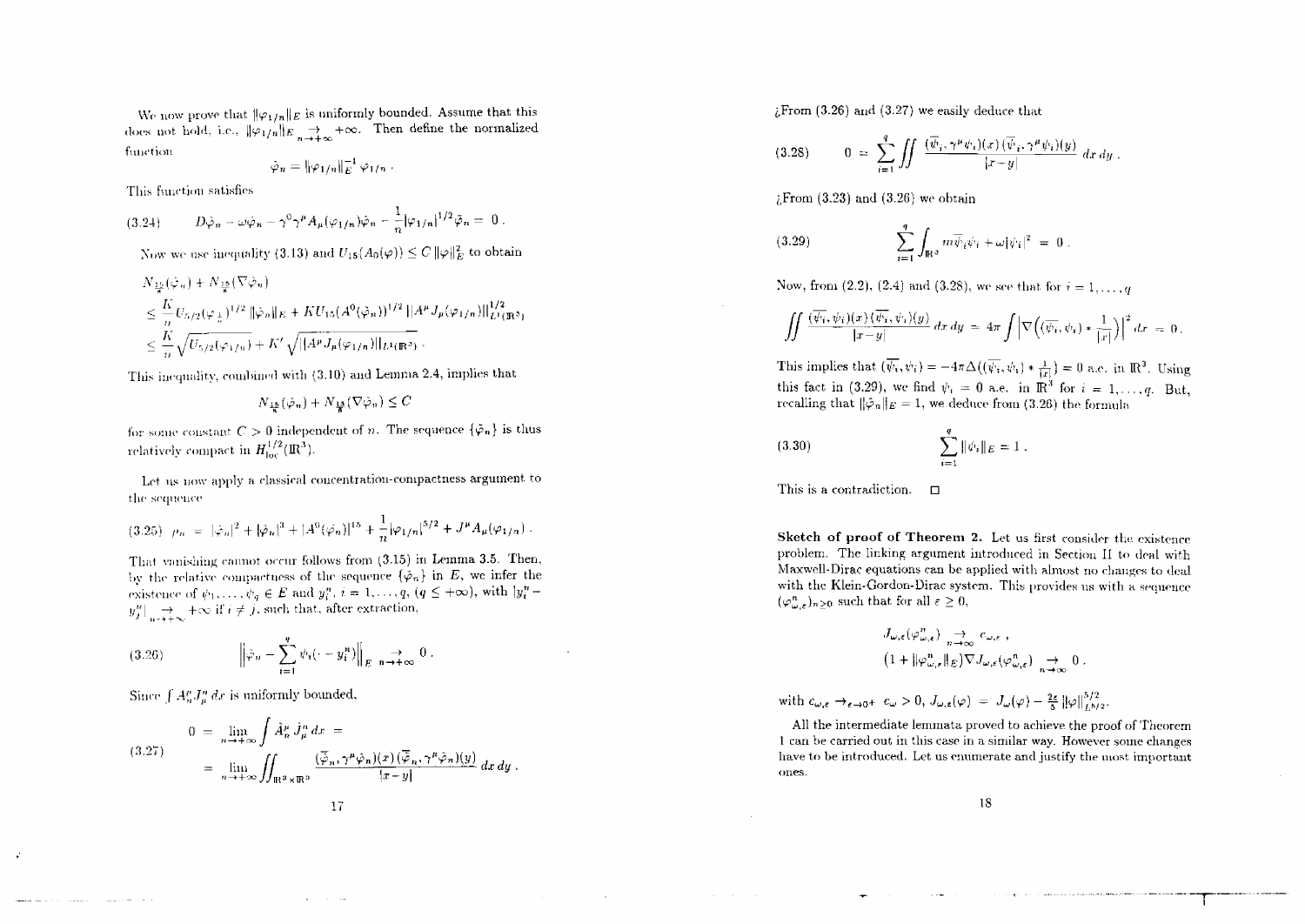We now prove that $\|\varphi_{1/n}\|_E$ is uniformly bounded. Assume that this does not hold, i.e., $\|\varphi_{1/n}\|_E \underset{n\to+\infty}{\to} +\infty$. Then define the normalized function

$$\tilde{\varphi}_n = \|\varphi_{1/n}\|_E^{-1}\, \varphi_{1/n}\,.$$

This function satisfies

$$(3.24) \qquad D\tilde{\varphi}_n - \omega\tilde{\varphi}_n - \gamma^0\gamma^\mu A_\mu(\varphi_{1/n})\tilde{\varphi}_n - \frac{1}{n}|\varphi_{1/n}|^{1/2}\tilde{\varphi}_n = 0\,.$$

Now we use inequality (3.13) and $U_{15}(A_0(\varphi)) \le C\,\|\varphi\|_E^2$ to obtain

$$\begin{aligned}
&N_{\frac{15}{8}}(\tilde{\varphi}_n) + N_{\frac{15}{8}}(\nabla\tilde{\varphi}_n)\\
&\le \frac{K}{n}U_{5/2}(\varphi_{\frac{1}{n}})^{1/2}\,\|\tilde{\varphi}_n\|_E + K U_{15}(A^0(\tilde{\varphi}_n))^{1/2}\,\|A^\mu J_\mu(\varphi_{1/n})\|_{L^1(\mathbb{R}^3)}^{1/2}\\
&\le \frac{K}{n}\sqrt{U_{5/2}(\varphi_{1/n})} + K'\sqrt{\|A^\mu J_\mu(\varphi_{1/n})\|_{L^1(\mathbb{R}^3)}}\,.
\end{aligned}$$

This inequality, combined with (3.10) and Lemma 2.4, implies that

$$N_{\frac{15}{8}}(\tilde{\varphi}_n) + N_{\frac{15}{8}}(\nabla\tilde{\varphi}_n) \le C$$

for some constant $C > 0$ independent of $n$. The sequence $\{\tilde{\varphi}_n\}$ is thus relatively compact in $H^{1/2}_{\rm loc}(\mathbb{R}^3)$.

Let us now apply a classical concentration-compactness argument to the sequence

$$(3.25) \quad \rho_n = |\tilde{\varphi}_n|^2 + |\tilde{\varphi}_n|^3 + |A^0(\tilde{\varphi}_n)|^{15} + \frac{1}{n}|\varphi_{1/n}|^{5/2} + J^\mu A_\mu(\varphi_{1/n})\,.$$

That vanishing cannot occur follows from (3.15) in Lemma 3.5. Then, by the relative compactness of the sequence $\{\tilde{\varphi}_n\}$ in $E$, we infer the existence of $\psi_1,\dots,\psi_q \in E$ and $y_i^n$, $i = 1,\dots,q$, $(q \le +\infty)$, with $|y_i^n - y_j^n| \underset{n\to+\infty}{\to} +\infty$ if $i \ne j$, such that, after extraction,

$$(3.26) \qquad \Big\|\tilde{\varphi}_n - \sum_{i=1}^q \psi_i(\cdot - y_i^n)\Big\|_E \underset{n\to+\infty}{\to} 0\,.$$

Since $\int A_n^\mu J_\mu^n\,dx$ is uniformly bounded,

$$(3.27) \qquad \begin{aligned} 0 &= \lim_{n\to+\infty}\int \tilde{A}_n^\mu \tilde{J}_\mu^n\,dx = \\ &= \lim_{n\to+\infty}\iint_{\mathbb{R}^3\times\mathbb{R}^3}\frac{(\overline{\tilde{\varphi}}_n,\gamma^\mu\tilde{\varphi}_n)(x)\,(\overline{\tilde{\varphi}}_n,\gamma^\mu\tilde{\varphi}_n)(y)}{|x-y|}\,dx\,dy\,. \end{aligned}$$

¿From (3.26) and (3.27) we easily deduce that

$$(3.28) \qquad 0 = \sum_{i=1}^q \iint \frac{(\overline{\psi}_i,\gamma^\mu\psi_i)(x)\,(\overline{\psi}_i,\gamma^\mu\psi_i)(y)}{|x-y|}\,dx\,dy\,.$$

¿From (3.23) and (3.26) we obtain

$$(3.29) \qquad \sum_{i=1}^q \int_{\mathbb{R}^3} m\overline{\psi}_i\psi_i + \omega|\psi_i|^2 = 0\,.$$

Now, from (2.2), (2.4) and (3.28), we see that for $i = 1,\dots,q$

$$\iint \frac{(\overline{\psi}_i,\psi_i)(x)\,(\overline{\psi}_i,\psi_i)(y)}{|x-y|}\,dx\,dy = 4\pi\int\Big|\nabla\Big((\overline{\psi}_i,\psi_i)*\frac{1}{|x|}\Big)\Big|^2 dx = 0\,.$$

This implies that $(\overline{\psi}_i,\psi_i) = -4\pi\Delta\big((\overline{\psi}_i,\psi_i)*\frac{1}{|x|}\big) = 0$ a.e. in $\mathbb{R}^3$. Using this fact in (3.29), we find $\psi_i = 0$ a.e. in $\mathbb{R}^3$ for $i = 1,\dots,q$. But, recalling that $\|\tilde{\varphi}_n\|_E = 1$, we deduce from (3.26) the formula

$$(3.30) \qquad \sum_{i=1}^q \|\psi_i\|_E = 1\,.$$

This is a contradiction. $\square$

**Sketch of proof of Theorem 2.** Let us first consider the existence problem. The linking argument introduced in Section II to deal with Maxwell-Dirac equations can be applied with almost no changes to deal with the Klein-Gordon-Dirac system. This provides us with a sequence $(\varphi^n_{\omega,\varepsilon})_{n\ge0}$ such that for all $\varepsilon \ge 0$,

$$\begin{aligned}
&J_{\omega,\varepsilon}(\varphi^n_{\omega,\varepsilon}) \underset{n\to\infty}{\to} c_{\omega,\varepsilon}\,,\\
&\big(1 + \|\varphi^n_{\omega,\varepsilon}\|_E\big)\nabla J_{\omega,\varepsilon}(\varphi^n_{\omega,\varepsilon}) \underset{n\to\infty}{\to} 0\,.
\end{aligned}$$

with $c_{\omega,\varepsilon} \to_{\varepsilon\to0^+} c_\omega > 0$, $J_{\omega,\varepsilon}(\varphi) = J_\omega(\varphi) - \frac{2\varepsilon}{5}\|\varphi\|^{5/2}_{L^{5/2}}$.

All the intermediate lemmata proved to achieve the proof of Theorem 1 can be carried out in this case in a similar way. However some changes have to be introduced. Let us enumerate and justify the most important ones.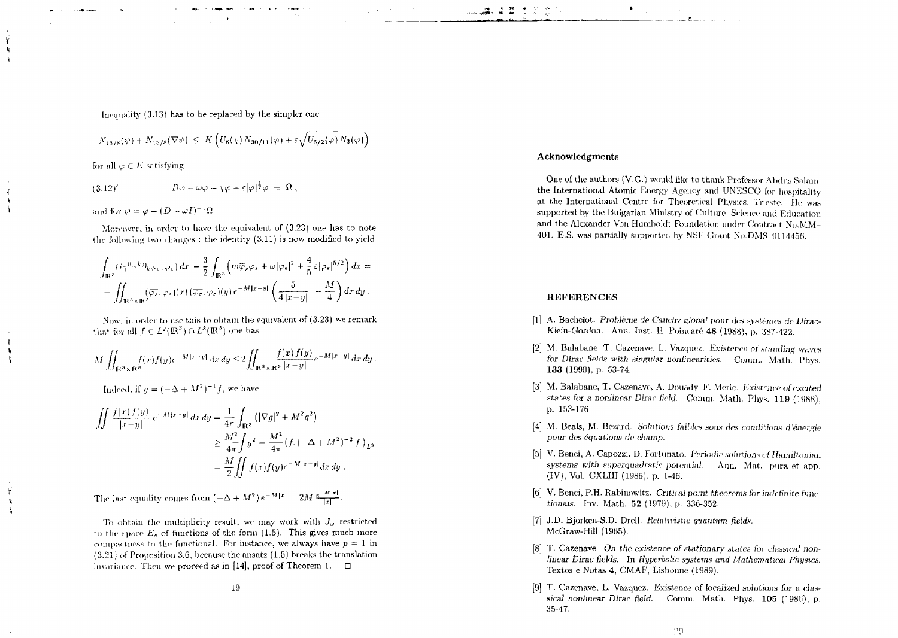Inequality (3.13) has to be replaced by the simpler one

$$N_{15/8}(\psi) + N_{15/8}(\nabla\psi) \le K\left(U_6(\chi)\,N_{30/11}(\varphi) + \varepsilon\sqrt{U_{5/2}(\varphi)}\,N_3(\varphi)\right)$$

for all $\varphi \in E$ satisfying

$$(3.12)' \qquad D\varphi - \omega\varphi - \chi\varphi - \varepsilon|\varphi|^{\frac{1}{2}}\varphi = \Omega\,,$$

and for $\psi = \varphi - (D-\omega I)^{-1}\Omega$.

Moreover, in order to have the equivalent of (3.23) one has to note the following two changes : the identity (3.11) is now modified to yield

$$\int_{\mathbb{R}^3} (i\gamma^0\gamma^k\partial_k\varphi_\varepsilon, \varphi_\varepsilon)\,dx \;-\frac{3}{2}\int_{\mathbb{R}^3}\left(m\overline{\varphi}_\varepsilon\varphi_\varepsilon + \omega|\varphi_\varepsilon|^2 + \frac{4}{5}\varepsilon|\varphi_\varepsilon|^{5/2}\right)dx =$$

$$= \iint_{\mathbb{R}^3\times\mathbb{R}^3} (\overline{\varphi}_\varepsilon.\varphi_\varepsilon)(x)\,(\overline{\varphi}_\varepsilon.\varphi_\varepsilon)(y)\,e^{-M|x-y|}\left(\frac{5}{4|x-y|} - \frac{M}{4}\right)dx\,dy\,.$$

Now, in order to use this to obtain the equivalent of (3.23) we remark that for all $f \in L^2(\mathbb{R}^3)\cap L^3(\mathbb{R}^3)$ one has

$$M\iint_{\mathbb{R}^3\times\mathbb{R}^3} f(x)f(y)e^{-M|x-y|}\,dx\,dy \le 2\iint_{\mathbb{R}^3\times\mathbb{R}^3}\frac{f(x)\,f(y)}{|x-y|}e^{-M|x-y|}\,dx\,dy\,.$$

Indeed, if $g = (-\Delta + M^2)^{-1}f$, we have

$$\begin{aligned}\iint \frac{f(x)\,f(y)}{|x-y|}\,e^{-M|x-y|}\,dx\,dy &= \frac{1}{4\pi}\int_{\mathbb{R}^3}\left(|\nabla g|^2 + M^2g^2\right)\\ &\ge \frac{M^2}{4\pi}\int g^2 = \frac{M^2}{4\pi}\left(f.(-\Delta+M^2)^{-2}f\right)_{L^2}\\ &= \frac{M}{2}\iint f(x)f(y)e^{-M|x-y|}dx\,dy\,.\end{aligned}$$

The last equality comes from $(-\Delta+M^2)e^{-M|x|} = 2M\,\frac{e^{-M|x|}}{|x|}$.

To obtain the multiplicity result, we may work with $J_\omega$ restricted to the space $E_*$ of functions of the form (1.5). This gives much more compactness to the functional. For instance, we always have $p = 1$ in (3.21) of Proposition 3.6, because the ansatz (1.5) breaks the translation invariance. Then we proceed as in [14], proof of Theorem 1. $\square$

## Acknowledgments

One of the authors (V.G.) would like to thank Professor Abdus Salam, the International Atomic Energy Agency and UNESCO for hospitality at the International Centre for Theoretical Physics, Trieste. He was supported by the Bulgarian Ministry of Culture, Science and Education and the Alexander Von Humboldt Foundation under Contract No.MM–401. E.S. was partially supported by NSF Grant No.DMS 9114456.

## REFERENCES

[1] A. Bachelot. *Problème de Cauchy global pour des systèmes de Dirac-Klein-Gordon.* Ann. Inst. H. Poincaré **48** (1988), p. 387-422.

[2] M. Balabane, T. Cazenave, L. Vazquez. *Existence of standing waves for Dirac fields with singular nonlinearities.* Comm. Math. Phys. **133** (1990), p. 53-74.

[3] M. Balabane, T. Cazenave, A. Douady, F. Merle. *Existence of excited states for a nonlinear Dirac field.* Comm. Math. Phys. **119** (1988), p. 153-176.

[4] M. Beals, M. Bezard. *Solutions faibles sous des conditions d'énergie pour des équations de champ.*

[5] V. Benci, A. Capozzi, D. Fortunato. *Periodic solutions of Hamiltonian systems with superquadratic potential.* Ann. Mat. pura et app. (IV), Vol. CXLIII (1986), p. 1-46.

[6] V. Benci, P.H. Rabinowitz. *Critical point theorems for indefinite functionals.* Inv. Math. **52** (1979), p. 336-352.

[7] J.D. Bjorken-S.D. Drell. *Relativistic quantum fields.* McGraw-Hill (1965).

[8] T. Cazenave. *On the existence of stationary states for classical nonlinear Dirac fields.* In *Hyperbolic systems and Mathematical Physics.* Textos e Notas **4**, CMAF, Lisbonne (1989).

[9] T. Cazenave, L. Vazquez. *Existence of localized solutions for a classical nonlinear Dirac field.* Comm. Math. Phys. **105** (1986), p. 35-47.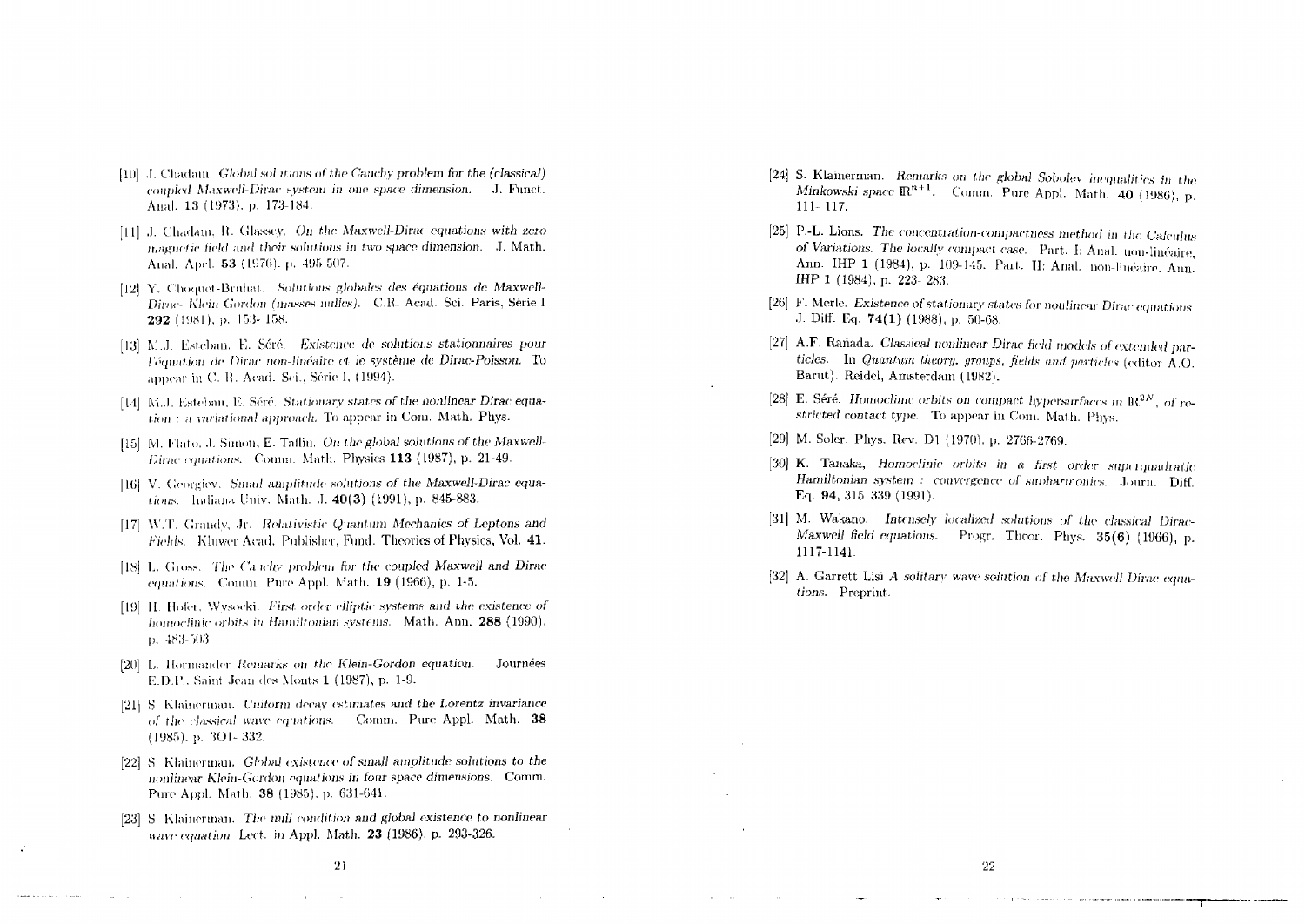[10] J. Chadam. *Global solutions of the Cauchy problem for the (classical) coupled Maxwell-Dirac system in one space dimension.* J. Funct. Anal. **13** (1973), p. 173-184.

[11] J. Chadam, R. Glassey. *On the Maxwell-Dirac equations with zero magnetic field and their solutions in two space dimension.* J. Math. Anal. Appl. **53** (1976), p. 495-507.

[12] Y. Choquet-Bruhat. *Solutions globales des équations de Maxwell-Dirac- Klein-Gordon (masses nulles).* C.R. Acad. Sci. Paris, Série I **292** (1981), p. 153- 158.

[13] M.J. Esteban, E. Séré. *Existence de solutions stationnaires pour l'équation de Dirac non-linéaire et le système de Dirac-Poisson.* To appear in C. R. Acad. Sci., Série I, (1994).

[14] M.J. Esteban, E. Séré. *Stationary states of the nonlinear Dirac equation : a variational approach.* To appear in Com. Math. Phys.

[15] M. Flato, J. Simon, E. Taflin. *On the global solutions of the Maxwell-Dirac equations.* Comm. Math. Physics **113** (1987), p. 21-49.

[16] V. Georgiev. *Small amplitude solutions of the Maxwell-Dirac equations.* Indiana Univ. Math. J. **40(3)** (1991), p. 845-883.

[17] W.T. Grandy, Jr. *Relativistic Quantum Mechanics of Leptons and Fields.* Kluwer Acad. Publisher, Fund. Theories of Physics, Vol. **41**.

[18] L. Gross. *The Cauchy problem for the coupled Maxwell and Dirac equations.* Comm. Pure Appl. Math. **19** (1966), p. 1-5.

[19] H. Hofer, Wysocki. *First order elliptic systems and the existence of homoclinic orbits in Hamiltonian systems.* Math. Ann. **288** (1990), p. 483-503.

[20] L. Hormander *Remarks on the Klein-Gordon equation.* Journées E.D.P., Saint Jean des Monts **1** (1987), p. 1-9.

[21] S. Klainerman. *Uniform decay estimates and the Lorentz invariance of the classical wave equations.* Comm. Pure Appl. Math. **38** (1985), p. 301- 332.

[22] S. Klainerman. *Global existence of small amplitude solutions to the nonlinear Klein-Gordon equations in four space dimensions.* Comm. Pure Appl. Math. **38** (1985), p. 631-641.

[23] S. Klainerman. *The null condition and global existence to nonlinear wave equation* Lect. in Appl. Math. **23** (1986), p. 293-326.

[24] S. Klainerman. *Remarks on the global Sobolev inequalities in the Minkowski space* $\mathbb{R}^{n+1}$. Comm. Pure Appl. Math. **40** (1986), p. 111- 117.

[25] P.-L. Lions. *The concentration-compactness method in the Calculus of Variations. The locally compact case.* Part. I: Anal. non-linéaire, Ann. IHP **1** (1984), p. 109-145. Part. II: Anal. non-linéaire, Ann. IHP **1** (1984), p. 223- 283.

[26] F. Merle. *Existence of stationary states for nonlinear Dirac equations.* J. Diff. Eq. **74(1)** (1988), p. 50-68.

[27] A.F. Rañada. *Classical nonlinear Dirac field models of extended particles.* In *Quantum theory, groups, fields and particles* (editor A.O. Barut). Reidel, Amsterdam (1982).

[28] E. Séré. *Homoclinic orbits on compact hypersurfaces in* $\mathbb{R}^{2N}$*, of restricted contact type.* To appear in Com. Math. Phys.

[29] M. Soler. Phys. Rev. D1 (1970), p. 2766-2769.

[30] K. Tanaka, *Homoclinic orbits in a first order superquadratic Hamiltonian system : convergence of subharmonics.* Journ. Diff. Eq. **94**, 315 339 (1991).

[31] M. Wakano. *Intensely localized solutions of the classical Dirac-Maxwell field equations.* Progr. Theor. Phys. **35(6)** (1966), p. 1117-1141.

[32] A. Garrett Lisi *A solitary wave solution of the Maxwell-Dirac equations.* Preprint.